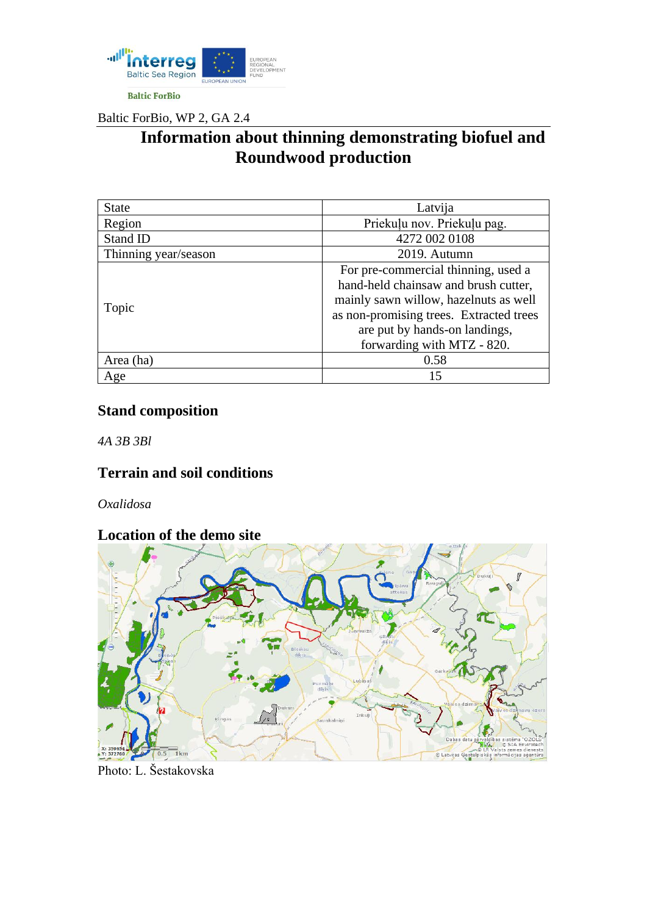Baltic ForBio

Baltic ForBio, WP 2, GA 2.4

# Information about thinning demonstrating biofuel and Roundwood production

| State | Latvija |
|---|---|
| Region | Priekuļu nov. Priekuļu pag. |
| Stand ID | 4272 002 0108 |
| Thinning year/season | 2019. Autumn |
| Topic | For pre-commercial thinning, used a hand-held chainsaw and brush cutter, mainly sawn willow, hazelnuts as well as non-promising trees. Extracted trees are put by hands-on landings, forwarding with MTZ - 820. |
| Area (ha) | 0.58 |
| Age | 15 |

## Stand composition

*4A 3B 3Bl*

## Terrain and soil conditions

*Oxalidosa*

## Location of the demo site

Photo: L. Šestakovska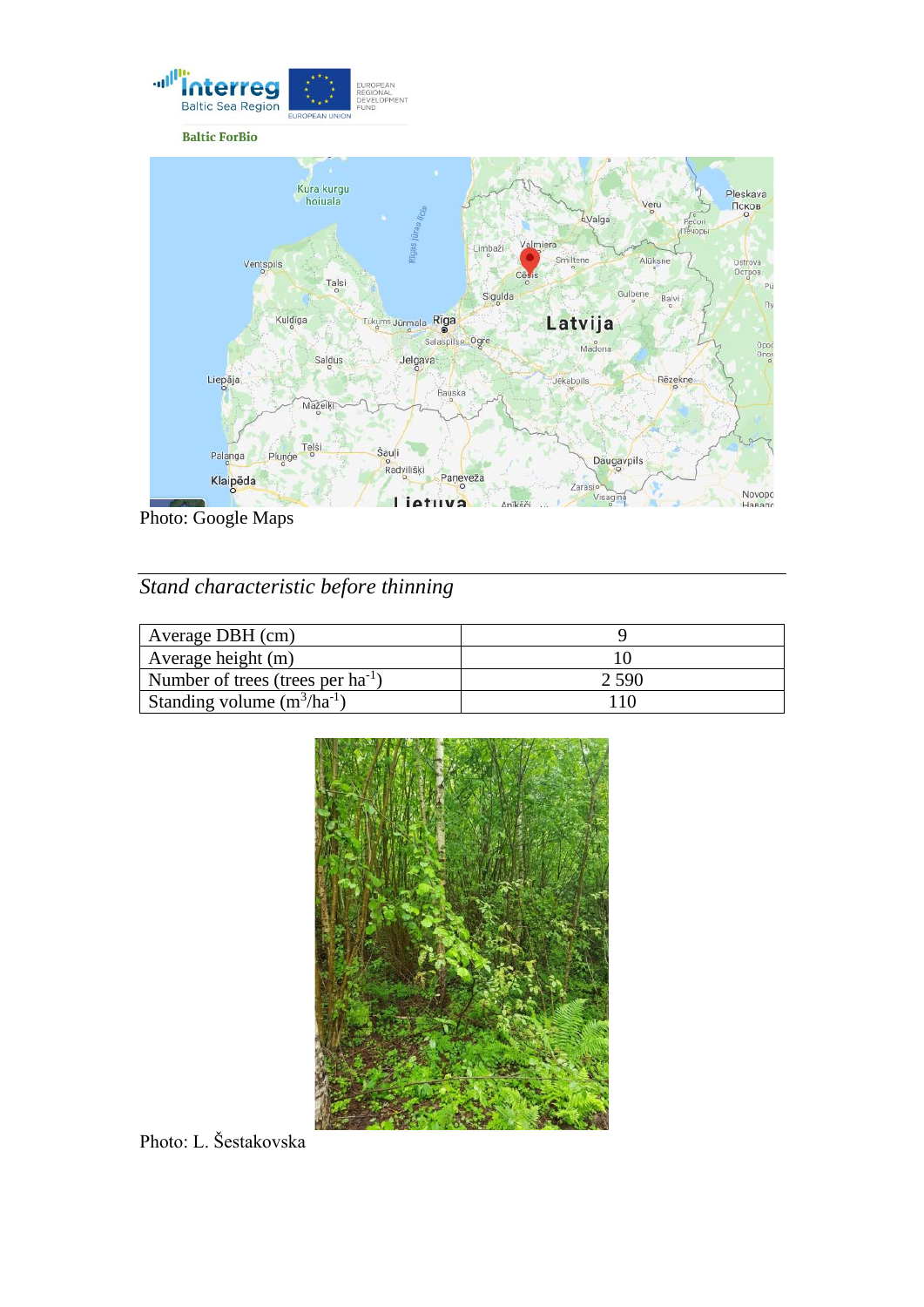Photo: Google Maps

*Stand characteristic before thinning*

| Average DBH (cm) | 9 |
|---|---|
| Average height (m) | 10 |
| Number of trees (trees per $ha^{-1}$) | 2 590 |
| Standing volume ($m^3/ha^{-1}$) | 110 |

Photo: L. Šestakovska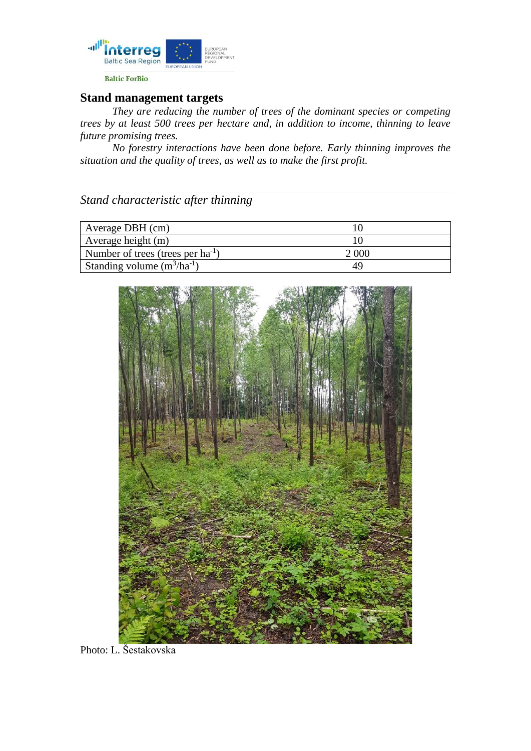## Stand management targets

*They are reducing the number of trees of the dominant species or competing trees by at least 500 trees per hectare and, in addition to income, thinning to leave future promising trees.*

*No forestry interactions have been done before. Early thinning improves the situation and the quality of trees, as well as to make the first profit.*

---

*Stand characteristic after thinning*

| Average DBH (cm) | 10 |
|---|---|
| Average height (m) | 10 |
| Number of trees (trees per ha$^{-1}$) | 2 000 |
| Standing volume (m$^3$/ha$^{-1}$) | 49 |

Photo: L. Šestakovska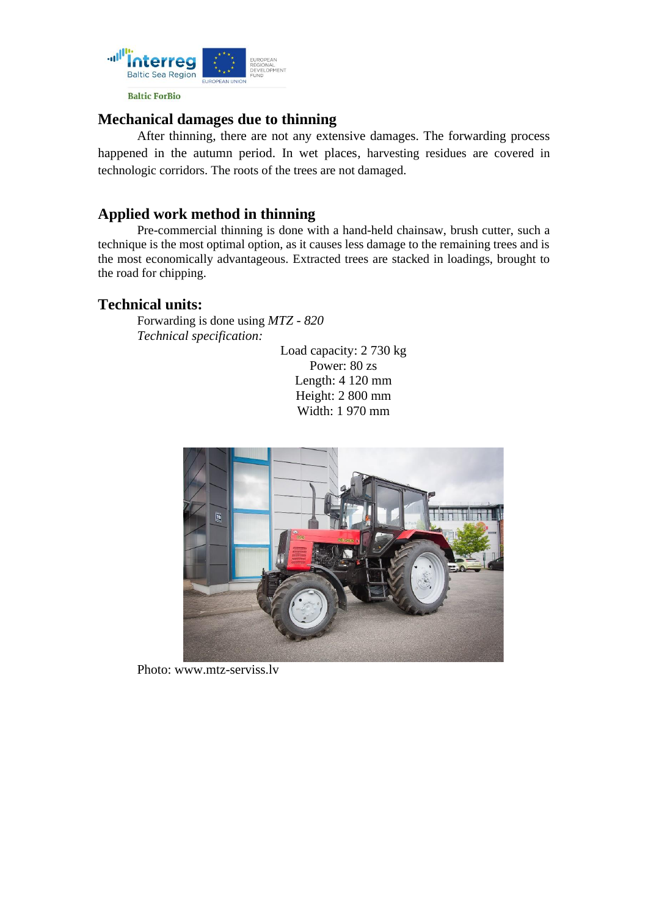## Mechanical damages due to thinning

After thinning, there are not any extensive damages. The forwarding process happened in the autumn period. In wet places, harvesting residues are covered in technologic corridors. The roots of the trees are not damaged.

## Applied work method in thinning

Pre-commercial thinning is done with a hand-held chainsaw, brush cutter, such a technique is the most optimal option, as it causes less damage to the remaining trees and is the most economically advantageous. Extracted trees are stacked in loadings, brought to the road for chipping.

## Technical units:

Forwarding is done using *MTZ - 820*

*Technical specification:*

Load capacity: 2 730 kg
Power: 80 zs
Length: 4 120 mm
Height: 2 800 mm
Width: 1 970 mm

Photo: www.mtz-serviss.lv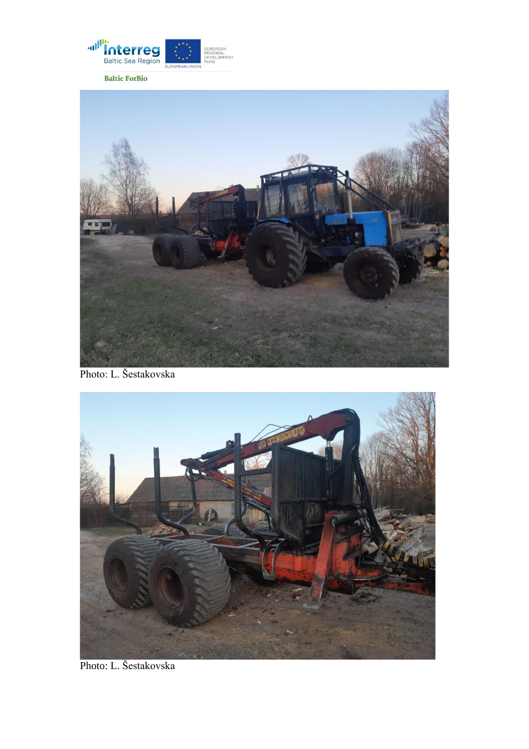Photo: L. Šestakovska

Photo: L. Šestakovska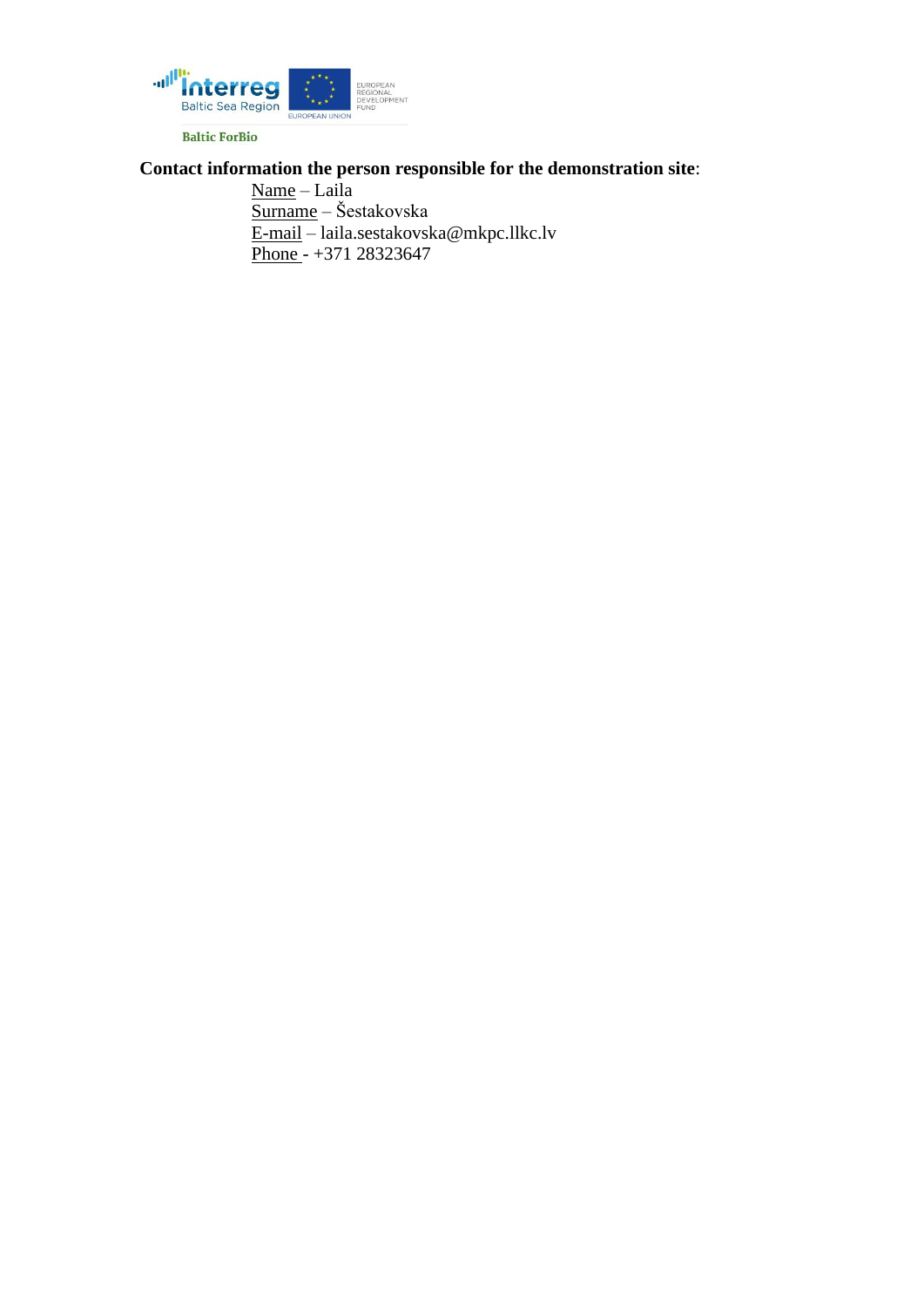**Contact information the person responsible for the demonstration site**:

Name – Laila
Surname – Šestakovska
E-mail – laila.sestakovska@mkpc.llkc.lv
Phone - +371 28323647